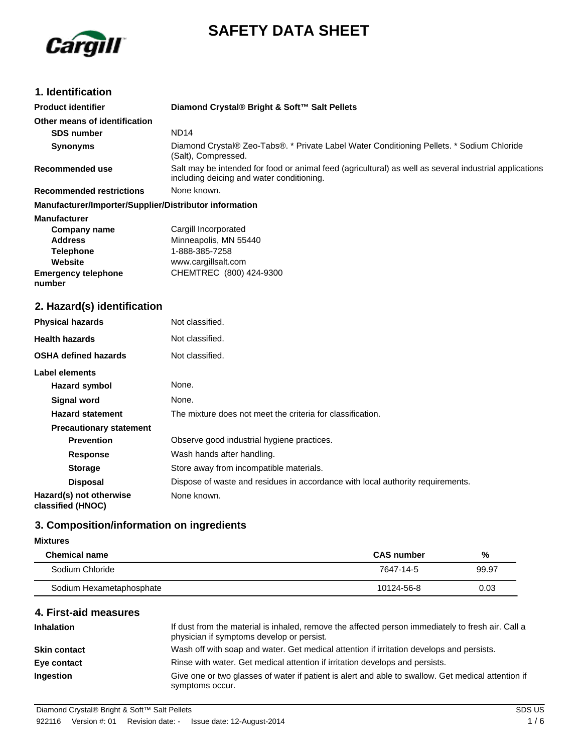# SAFETY DATA SHEET

## 1. Identification

**Product identifier** **Diamond Crystal® Bright & Soft™ Salt Pellets**

**Other means of identification**

**SDS number** ND14

**Synonyms** Diamond Crystal® Zeo-Tabs®. * Private Label Water Conditioning Pellets. * Sodium Chloride (Salt), Compressed.

**Recommended use** Salt may be intended for food or animal feed (agricultural) as well as several industrial applications including deicing and water conditioning.

**Recommended restrictions** None known.

**Manufacturer/Importer/Supplier/Distributor information**

**Manufacturer**

**Company name** Cargill Incorporated

**Address** Minneapolis, MN 55440

**Telephone** 1-888-385-7258

**Website** www.cargillsalt.com

**Emergency telephone number** CHEMTREC (800) 424-9300

## 2. Hazard(s) identification

**Physical hazards** Not classified.

**Health hazards** Not classified.

**OSHA defined hazards** Not classified.

**Label elements**

**Hazard symbol** None.

**Signal word** None.

**Hazard statement** The mixture does not meet the criteria for classification.

**Precautionary statement**

**Prevention** Observe good industrial hygiene practices.

**Response** Wash hands after handling.

**Storage** Store away from incompatible materials.

**Disposal** Dispose of waste and residues in accordance with local authority requirements.

**Hazard(s) not otherwise classified (HNOC)** None known.

## 3. Composition/information on ingredients

**Mixtures**

| Chemical name | CAS number | % |
|---|---|---|
| Sodium Chloride | 7647-14-5 | 99.97 |
| Sodium Hexametaphosphate | 10124-56-8 | 0.03 |

## 4. First-aid measures

**Inhalation** If dust from the material is inhaled, remove the affected person immediately to fresh air. Call a physician if symptoms develop or persist.

**Skin contact** Wash off with soap and water. Get medical attention if irritation develops and persists.

**Eye contact** Rinse with water. Get medical attention if irritation develops and persists.

**Ingestion** Give one or two glasses of water if patient is alert and able to swallow. Get medical attention if symptoms occur.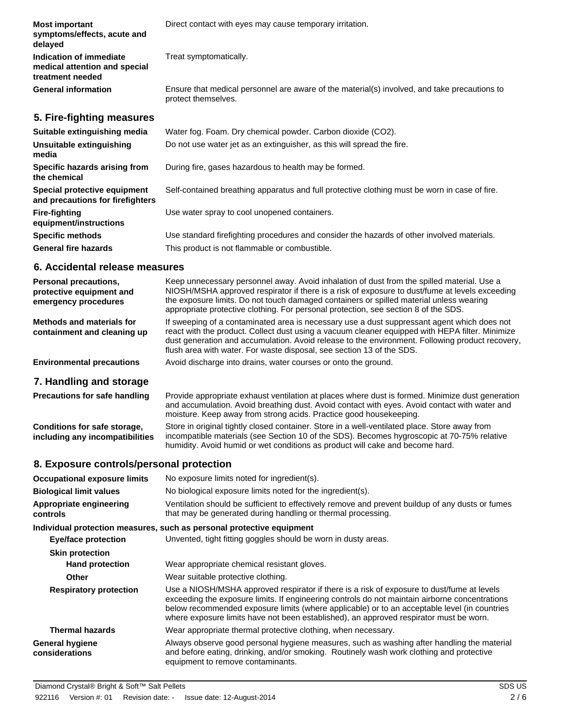| | |
|---|---|
| **Most important symptoms/effects, acute and delayed** | Direct contact with eyes may cause temporary irritation. |
| **Indication of immediate medical attention and special treatment needed** | Treat symptomatically. |
| **General information** | Ensure that medical personnel are aware of the material(s) involved, and take precautions to protect themselves. |

## 5. Fire-fighting measures

| | |
|---|---|
| **Suitable extinguishing media** | Water fog. Foam. Dry chemical powder. Carbon dioxide ($CO_2$). |
| **Unsuitable extinguishing media** | Do not use water jet as an extinguisher, as this will spread the fire. |
| **Specific hazards arising from the chemical** | During fire, gases hazardous to health may be formed. |
| **Special protective equipment and precautions for firefighters** | Self-contained breathing apparatus and full protective clothing must be worn in case of fire. |
| **Fire-fighting equipment/instructions** | Use water spray to cool unopened containers. |
| **Specific methods** | Use standard firefighting procedures and consider the hazards of other involved materials. |
| **General fire hazards** | This product is not flammable or combustible. |

## 6. Accidental release measures

| | |
|---|---|
| **Personal precautions, protective equipment and emergency procedures** | Keep unnecessary personnel away. Avoid inhalation of dust from the spilled material. Use a NIOSH/MSHA approved respirator if there is a risk of exposure to dust/fume at levels exceeding the exposure limits. Do not touch damaged containers or spilled material unless wearing appropriate protective clothing. For personal protection, see section 8 of the SDS. |
| **Methods and materials for containment and cleaning up** | If sweeping of a contaminated area is necessary use a dust suppressant agent which does not react with the product. Collect dust using a vacuum cleaner equipped with HEPA filter. Minimize dust generation and accumulation. Avoid release to the environment. Following product recovery, flush area with water. For waste disposal, see section 13 of the SDS. |
| **Environmental precautions** | Avoid discharge into drains, water courses or onto the ground. |

## 7. Handling and storage

| | |
|---|---|
| **Precautions for safe handling** | Provide appropriate exhaust ventilation at places where dust is formed. Minimize dust generation and accumulation. Avoid breathing dust. Avoid contact with eyes. Avoid contact with water and moisture. Keep away from strong acids. Practice good housekeeping. |
| **Conditions for safe storage, including any incompatibilities** | Store in original tightly closed container. Store in a well-ventilated place. Store away from incompatible materials (see Section 10 of the SDS). Becomes hygroscopic at 70-75% relative humidity. Avoid humid or wet conditions as product will cake and become hard. |

## 8. Exposure controls/personal protection

| | |
|---|---|
| **Occupational exposure limits** | No exposure limits noted for ingredient(s). |
| **Biological limit values** | No biological exposure limits noted for the ingredient(s). |
| **Appropriate engineering controls** | Ventilation should be sufficient to effectively remove and prevent buildup of any dusts or fumes that may be generated during handling or thermal processing. |

**Individual protection measures, such as personal protective equipment**

| | |
|---|---|
| **Eye/face protection** | Unvented, tight fitting goggles should be worn in dusty areas. |
| **Skin protection** | |
| **Hand protection** | Wear appropriate chemical resistant gloves. |
| **Other** | Wear suitable protective clothing. |
| **Respiratory protection** | Use a NIOSH/MSHA approved respirator if there is a risk of exposure to dust/fume at levels exceeding the exposure limits. If engineering controls do not maintain airborne concentrations below recommended exposure limits (where applicable) or to an acceptable level (in countries where exposure limits have not been established), an approved respirator must be worn. |
| **Thermal hazards** | Wear appropriate thermal protective clothing, when necessary. |
| **General hygiene considerations** | Always observe good personal hygiene measures, such as washing after handling the material and before eating, drinking, and/or smoking. Routinely wash work clothing and protective equipment to remove contaminants. |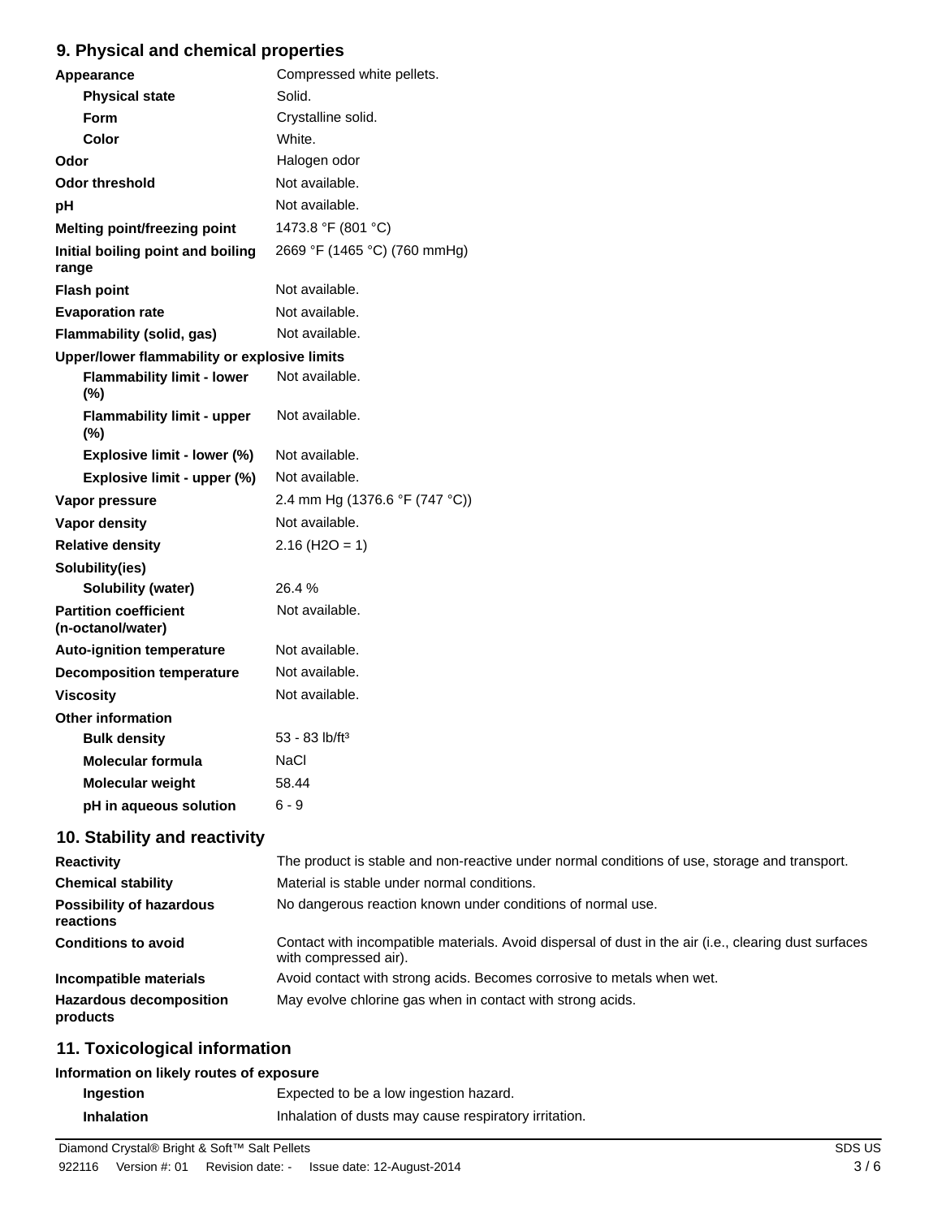## 9. Physical and chemical properties

| | |
|---|---|
| **Appearance** | Compressed white pellets. |
| **Physical state** | Solid. |
| **Form** | Crystalline solid. |
| **Color** | White. |
| **Odor** | Halogen odor |
| **Odor threshold** | Not available. |
| **pH** | Not available. |
| **Melting point/freezing point** | 1473.8 °F (801 °C) |
| **Initial boiling point and boiling range** | 2669 °F (1465 °C) (760 mmHg) |
| **Flash point** | Not available. |
| **Evaporation rate** | Not available. |
| **Flammability (solid, gas)** | Not available. |
| **Upper/lower flammability or explosive limits** | |
| **Flammability limit - lower (%)** | Not available. |
| **Flammability limit - upper (%)** | Not available. |
| **Explosive limit - lower (%)** | Not available. |
| **Explosive limit - upper (%)** | Not available. |
| **Vapor pressure** | 2.4 mm Hg (1376.6 °F (747 °C)) |
| **Vapor density** | Not available. |
| **Relative density** | 2.16 ($H_2O$ = 1) |
| **Solubility(ies)** | |
| **Solubility (water)** | 26.4 % |
| **Partition coefficient (n-octanol/water)** | Not available. |
| **Auto-ignition temperature** | Not available. |
| **Decomposition temperature** | Not available. |
| **Viscosity** | Not available. |
| **Other information** | |
| **Bulk density** | 53 - 83 lb/ft³ |
| **Molecular formula** | NaCl |
| **Molecular weight** | 58.44 |
| **pH in aqueous solution** | 6 - 9 |

## 10. Stability and reactivity

| | |
|---|---|
| **Reactivity** | The product is stable and non-reactive under normal conditions of use, storage and transport. |
| **Chemical stability** | Material is stable under normal conditions. |
| **Possibility of hazardous reactions** | No dangerous reaction known under conditions of normal use. |
| **Conditions to avoid** | Contact with incompatible materials. Avoid dispersal of dust in the air (i.e., clearing dust surfaces with compressed air). |
| **Incompatible materials** | Avoid contact with strong acids. Becomes corrosive to metals when wet. |
| **Hazardous decomposition products** | May evolve chlorine gas when in contact with strong acids. |

## 11. Toxicological information

**Information on likely routes of exposure**

| | |
|---|---|
| **Ingestion** | Expected to be a low ingestion hazard. |
| **Inhalation** | Inhalation of dusts may cause respiratory irritation. |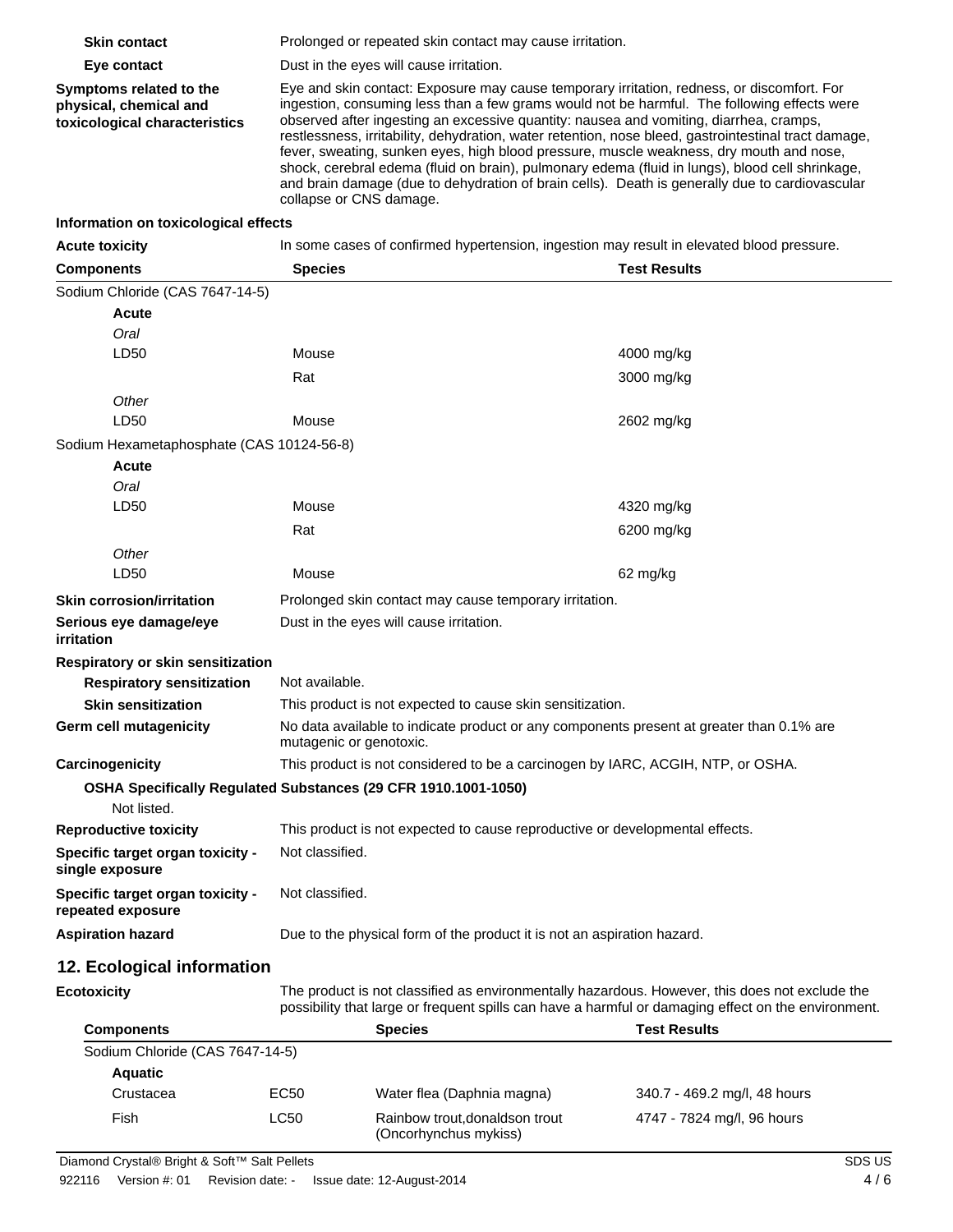**Skin contact** Prolonged or repeated skin contact may cause irritation.

**Eye contact** Dust in the eyes will cause irritation.

**Symptoms related to the physical, chemical and toxicological characteristics** Eye and skin contact: Exposure may cause temporary irritation, redness, or discomfort. For ingestion, consuming less than a few grams would not be harmful. The following effects were observed after ingesting an excessive quantity: nausea and vomiting, diarrhea, cramps, restlessness, irritability, dehydration, water retention, nose bleed, gastrointestinal tract damage, fever, sweating, sunken eyes, high blood pressure, muscle weakness, dry mouth and nose, shock, cerebral edema (fluid on brain), pulmonary edema (fluid in lungs), blood cell shrinkage, and brain damage (due to dehydration of brain cells). Death is generally due to cardiovascular collapse or CNS damage.

**Information on toxicological effects**

**Acute toxicity** In some cases of confirmed hypertension, ingestion may result in elevated blood pressure.

| Components | Species | Test Results |
|---|---|---|
| Sodium Chloride (CAS 7647-14-5) | | |
| **Acute** | | |
| *Oral* | | |
| LD50 | Mouse | 4000 mg/kg |
| | Rat | 3000 mg/kg |
| *Other* | | |
| LD50 | Mouse | 2602 mg/kg |
| Sodium Hexametaphosphate (CAS 10124-56-8) | | |
| **Acute** | | |
| *Oral* | | |
| LD50 | Mouse | 4320 mg/kg |
| | Rat | 6200 mg/kg |
| *Other* | | |
| LD50 | Mouse | 62 mg/kg |

**Skin corrosion/irritation** Prolonged skin contact may cause temporary irritation.

**Serious eye damage/eye irritation** Dust in the eyes will cause irritation.

**Respiratory or skin sensitization**

**Respiratory sensitization** Not available.

**Skin sensitization** This product is not expected to cause skin sensitization.

**Germ cell mutagenicity** No data available to indicate product or any components present at greater than 0.1% are mutagenic or genotoxic.

**Carcinogenicity** This product is not considered to be a carcinogen by IARC, ACGIH, NTP, or OSHA.

**OSHA Specifically Regulated Substances (29 CFR 1910.1001-1050)**

Not listed.

**Reproductive toxicity** This product is not expected to cause reproductive or developmental effects.

**Specific target organ toxicity - single exposure** Not classified.

**Specific target organ toxicity - repeated exposure** Not classified.

**Aspiration hazard** Due to the physical form of the product it is not an aspiration hazard.

## 12. Ecological information

**Ecotoxicity** The product is not classified as environmentally hazardous. However, this does not exclude the possibility that large or frequent spills can have a harmful or damaging effect on the environment.

| Components | | Species | Test Results |
|---|---|---|---|
| Sodium Chloride (CAS 7647-14-5) | | | |
| **Aquatic** | | | |
| Crustacea | EC50 | Water flea (Daphnia magna) | 340.7 - 469.2 mg/l, 48 hours |
| Fish | LC50 | Rainbow trout,donaldson trout (Oncorhynchus mykiss) | 4747 - 7824 mg/l, 96 hours |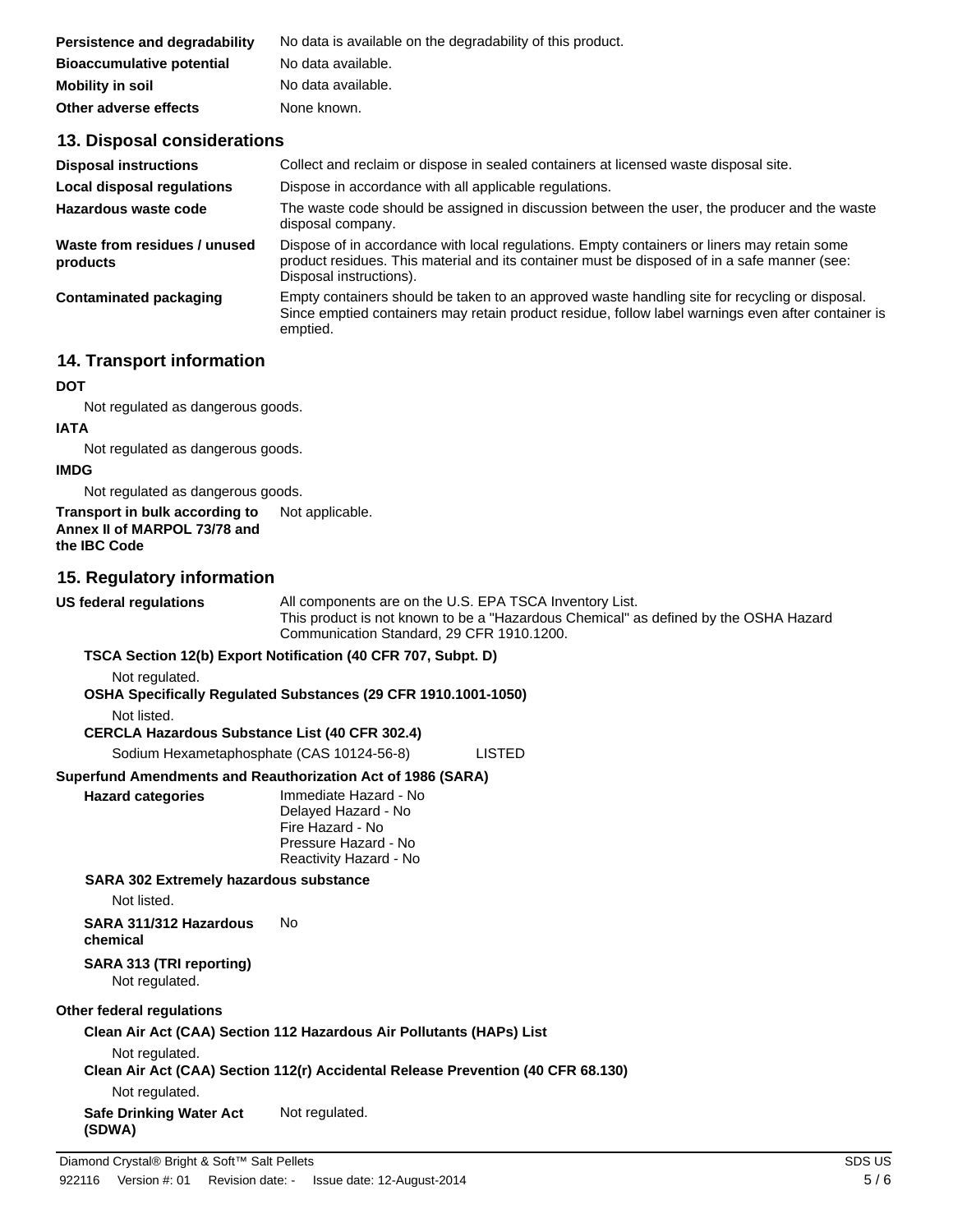**Persistence and degradability** No data is available on the degradability of this product.

**Bioaccumulative potential** No data available.

**Mobility in soil** No data available.

**Other adverse effects** None known.

## 13. Disposal considerations

**Disposal instructions** Collect and reclaim or dispose in sealed containers at licensed waste disposal site.

**Local disposal regulations** Dispose in accordance with all applicable regulations.

**Hazardous waste code** The waste code should be assigned in discussion between the user, the producer and the waste disposal company.

**Waste from residues / unused products** Dispose of in accordance with local regulations. Empty containers or liners may retain some product residues. This material and its container must be disposed of in a safe manner (see: Disposal instructions).

**Contaminated packaging** Empty containers should be taken to an approved waste handling site for recycling or disposal. Since emptied containers may retain product residue, follow label warnings even after container is emptied.

## 14. Transport information

**DOT**

Not regulated as dangerous goods.

**IATA**

Not regulated as dangerous goods.

**IMDG**

Not regulated as dangerous goods.

**Transport in bulk according to Annex II of MARPOL 73/78 and the IBC Code** Not applicable.

## 15. Regulatory information

**US federal regulations** All components are on the U.S. EPA TSCA Inventory List.
This product is not known to be a "Hazardous Chemical" as defined by the OSHA Hazard Communication Standard, 29 CFR 1910.1200.

**TSCA Section 12(b) Export Notification (40 CFR 707, Subpt. D)**

Not regulated.

**OSHA Specifically Regulated Substances (29 CFR 1910.1001-1050)**

Not listed.

**CERCLA Hazardous Substance List (40 CFR 302.4)**

Sodium Hexametaphosphate (CAS 10124-56-8) LISTED

**Superfund Amendments and Reauthorization Act of 1986 (SARA)**

**Hazard categories**
Immediate Hazard - No
Delayed Hazard - No
Fire Hazard - No
Pressure Hazard - No
Reactivity Hazard - No

**SARA 302 Extremely hazardous substance**

Not listed.

**SARA 311/312 Hazardous chemical** No

**SARA 313 (TRI reporting)**

Not regulated.

**Other federal regulations**

**Clean Air Act (CAA) Section 112 Hazardous Air Pollutants (HAPs) List**

Not regulated.

**Clean Air Act (CAA) Section 112(r) Accidental Release Prevention (40 CFR 68.130)**

Not regulated.

**Safe Drinking Water Act (SDWA)** Not regulated.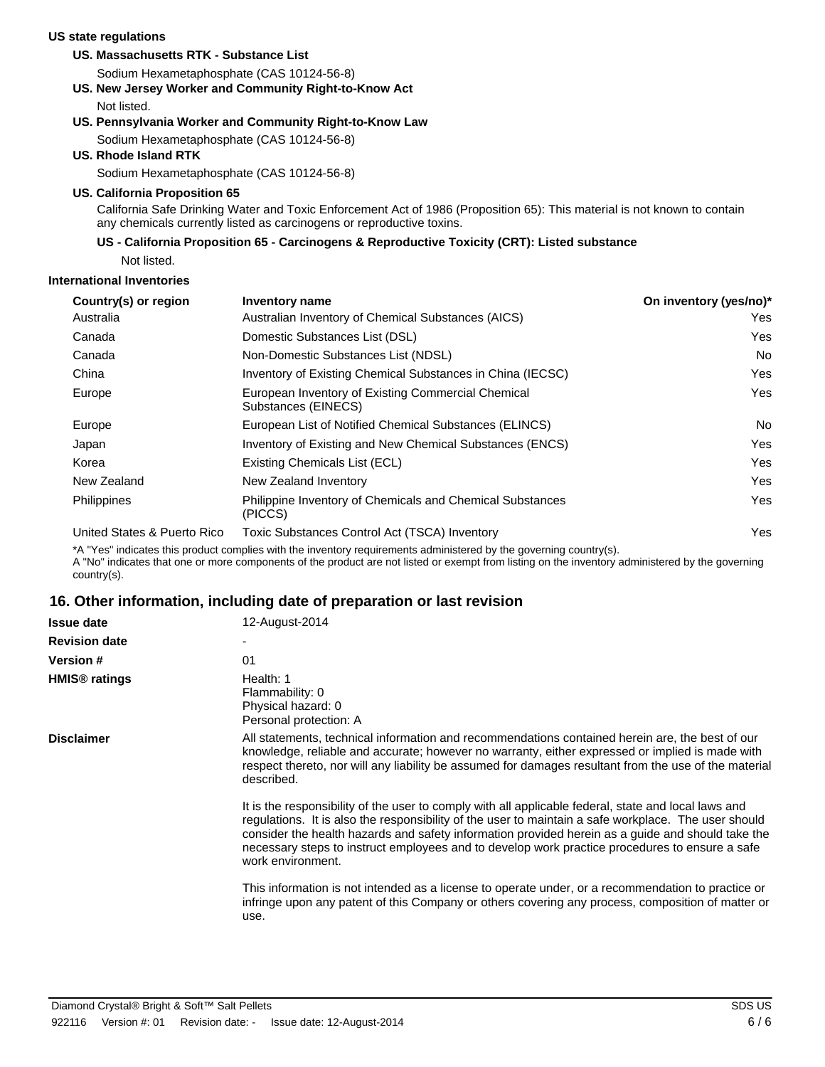**US state regulations**

**US. Massachusetts RTK - Substance List**

Sodium Hexametaphosphate (CAS 10124-56-8)

**US. New Jersey Worker and Community Right-to-Know Act**

Not listed.

**US. Pennsylvania Worker and Community Right-to-Know Law**

Sodium Hexametaphosphate (CAS 10124-56-8)

**US. Rhode Island RTK**

Sodium Hexametaphosphate (CAS 10124-56-8)

**US. California Proposition 65**

California Safe Drinking Water and Toxic Enforcement Act of 1986 (Proposition 65): This material is not known to contain any chemicals currently listed as carcinogens or reproductive toxins.

**US - California Proposition 65 - Carcinogens & Reproductive Toxicity (CRT): Listed substance**

Not listed.

**International Inventories**

| Country(s) or region | Inventory name | On inventory (yes/no)* |
|---|---|---|
| Australia | Australian Inventory of Chemical Substances (AICS) | Yes |
| Canada | Domestic Substances List (DSL) | Yes |
| Canada | Non-Domestic Substances List (NDSL) | No |
| China | Inventory of Existing Chemical Substances in China (IECSC) | Yes |
| Europe | European Inventory of Existing Commercial Chemical Substances (EINECS) | Yes |
| Europe | European List of Notified Chemical Substances (ELINCS) | No |
| Japan | Inventory of Existing and New Chemical Substances (ENCS) | Yes |
| Korea | Existing Chemicals List (ECL) | Yes |
| New Zealand | New Zealand Inventory | Yes |
| Philippines | Philippine Inventory of Chemicals and Chemical Substances (PICCS) | Yes |
| United States & Puerto Rico | Toxic Substances Control Act (TSCA) Inventory | Yes |

*A "Yes" indicates this product complies with the inventory requirements administered by the governing country(s).
A "No" indicates that one or more components of the product are not listed or exempt from listing on the inventory administered by the governing country(s).

## 16. Other information, including date of preparation or last revision

**Issue date** 12-August-2014

**Revision date** -

**Version #** 01

**HMIS® ratings**
Health: 1
Flammability: 0
Physical hazard: 0
Personal protection: A

**Disclaimer**

All statements, technical information and recommendations contained herein are, the best of our knowledge, reliable and accurate; however no warranty, either expressed or implied is made with respect thereto, nor will any liability be assumed for damages resultant from the use of the material described.

It is the responsibility of the user to comply with all applicable federal, state and local laws and regulations. It is also the responsibility of the user to maintain a safe workplace. The user should consider the health hazards and safety information provided herein as a guide and should take the necessary steps to instruct employees and to develop work practice procedures to ensure a safe work environment.

This information is not intended as a license to operate under, or a recommendation to practice or infringe upon any patent of this Company or others covering any process, composition of matter or use.